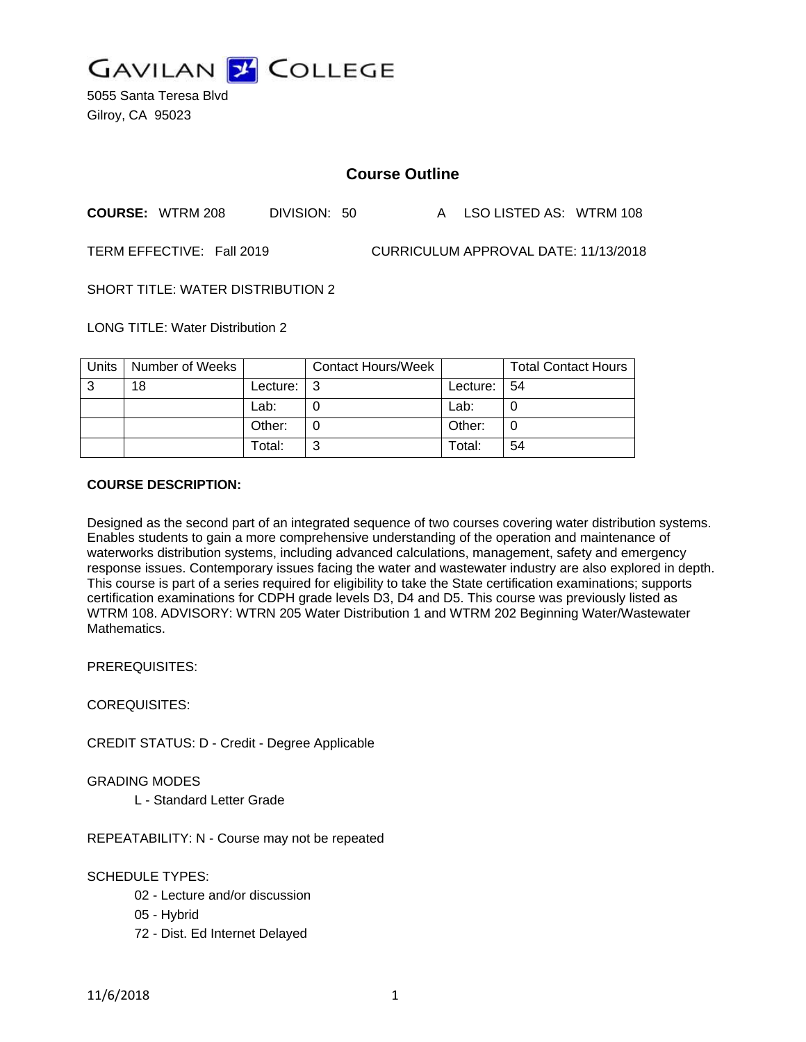# GAVILAN COLLEGE

5055 Santa Teresa Blvd
Gilroy, CA 95023

## Course Outline

**COURSE:** WTRM 208 DIVISION: 50 A LSO LISTED AS: WTRM 108

TERM EFFECTIVE: Fall 2019 CURRICULUM APPROVAL DATE: 11/13/2018

SHORT TITLE: WATER DISTRIBUTION 2

LONG TITLE: Water Distribution 2

| Units | Number of Weeks | | Contact Hours/Week | | Total Contact Hours |
|---|---|---|---|---|---|
| 3 | 18 | Lecture: | 3 | Lecture: | 54 |
| | | Lab: | 0 | Lab: | 0 |
| | | Other: | 0 | Other: | 0 |
| | | Total: | 3 | Total: | 54 |

**COURSE DESCRIPTION:**

Designed as the second part of an integrated sequence of two courses covering water distribution systems. Enables students to gain a more comprehensive understanding of the operation and maintenance of waterworks distribution systems, including advanced calculations, management, safety and emergency response issues. Contemporary issues facing the water and wastewater industry are also explored in depth. This course is part of a series required for eligibility to take the State certification examinations; supports certification examinations for CDPH grade levels D3, D4 and D5. This course was previously listed as WTRM 108. ADVISORY: WTRN 205 Water Distribution 1 and WTRM 202 Beginning Water/Wastewater Mathematics.

PREREQUISITES:

COREQUISITES:

CREDIT STATUS: D - Credit - Degree Applicable

GRADING MODES

- L - Standard Letter Grade

REPEATABILITY: N - Course may not be repeated

SCHEDULE TYPES:

- 02 - Lecture and/or discussion
- 05 - Hybrid
- 72 - Dist. Ed Internet Delayed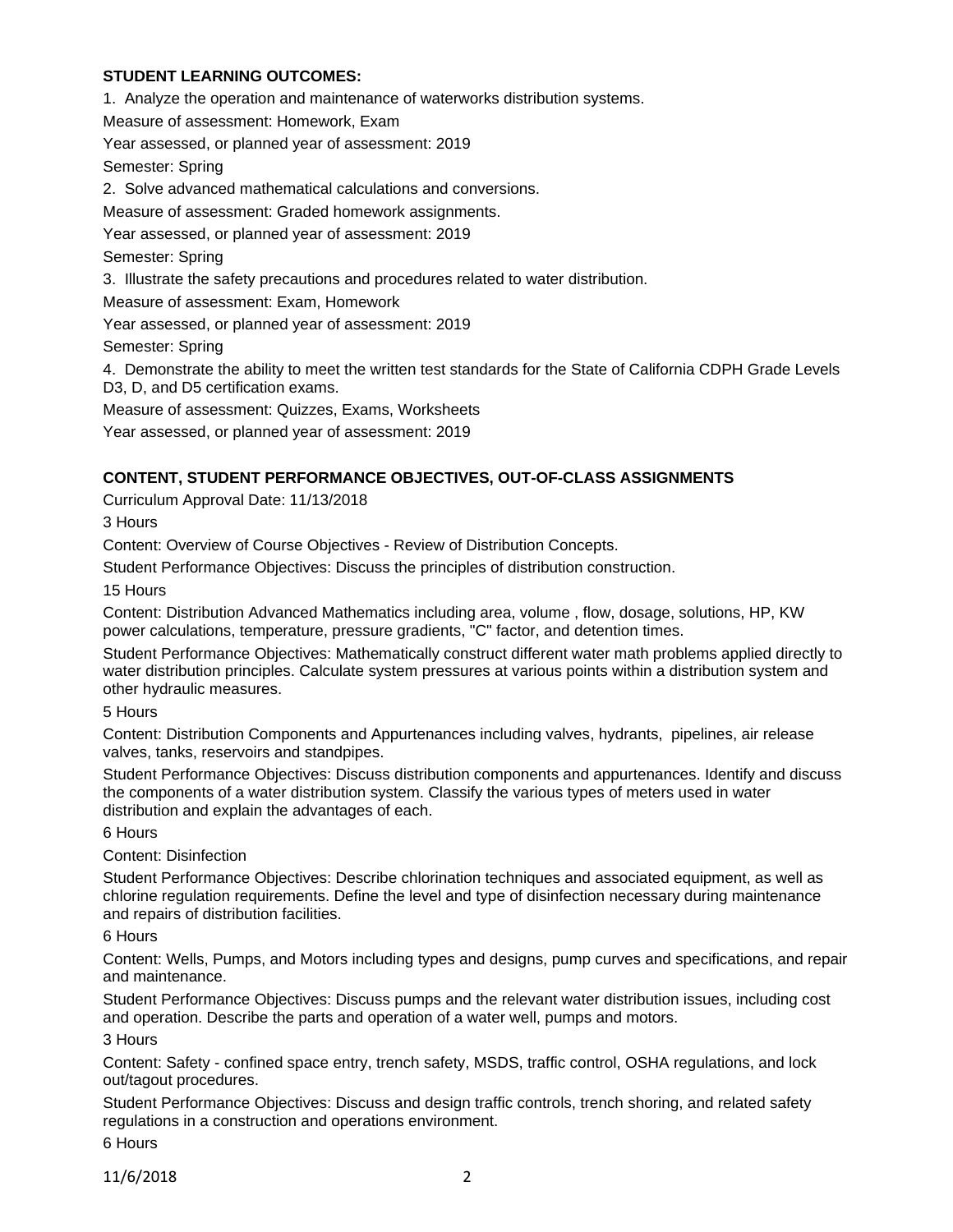**STUDENT LEARNING OUTCOMES:**

1. Analyze the operation and maintenance of waterworks distribution systems.

Measure of assessment: Homework, Exam

Year assessed, or planned year of assessment: 2019

Semester: Spring

2. Solve advanced mathematical calculations and conversions.

Measure of assessment: Graded homework assignments.

Year assessed, or planned year of assessment: 2019

Semester: Spring

3. Illustrate the safety precautions and procedures related to water distribution.

Measure of assessment: Exam, Homework

Year assessed, or planned year of assessment: 2019

Semester: Spring

4. Demonstrate the ability to meet the written test standards for the State of California CDPH Grade Levels D3, D, and D5 certification exams.

Measure of assessment: Quizzes, Exams, Worksheets

Year assessed, or planned year of assessment: 2019

**CONTENT, STUDENT PERFORMANCE OBJECTIVES, OUT-OF-CLASS ASSIGNMENTS**

Curriculum Approval Date: 11/13/2018

3 Hours

Content: Overview of Course Objectives - Review of Distribution Concepts.

Student Performance Objectives: Discuss the principles of distribution construction.

15 Hours

Content: Distribution Advanced Mathematics including area, volume , flow, dosage, solutions, HP, KW power calculations, temperature, pressure gradients, "C" factor, and detention times.

Student Performance Objectives: Mathematically construct different water math problems applied directly to water distribution principles. Calculate system pressures at various points within a distribution system and other hydraulic measures.

5 Hours

Content: Distribution Components and Appurtenances including valves, hydrants, pipelines, air release valves, tanks, reservoirs and standpipes.

Student Performance Objectives: Discuss distribution components and appurtenances. Identify and discuss the components of a water distribution system. Classify the various types of meters used in water distribution and explain the advantages of each.

6 Hours

Content: Disinfection

Student Performance Objectives: Describe chlorination techniques and associated equipment, as well as chlorine regulation requirements. Define the level and type of disinfection necessary during maintenance and repairs of distribution facilities.

6 Hours

Content: Wells, Pumps, and Motors including types and designs, pump curves and specifications, and repair and maintenance.

Student Performance Objectives: Discuss pumps and the relevant water distribution issues, including cost and operation. Describe the parts and operation of a water well, pumps and motors.

3 Hours

Content: Safety - confined space entry, trench safety, MSDS, traffic control, OSHA regulations, and lock out/tagout procedures.

Student Performance Objectives: Discuss and design traffic controls, trench shoring, and related safety regulations in a construction and operations environment.

6 Hours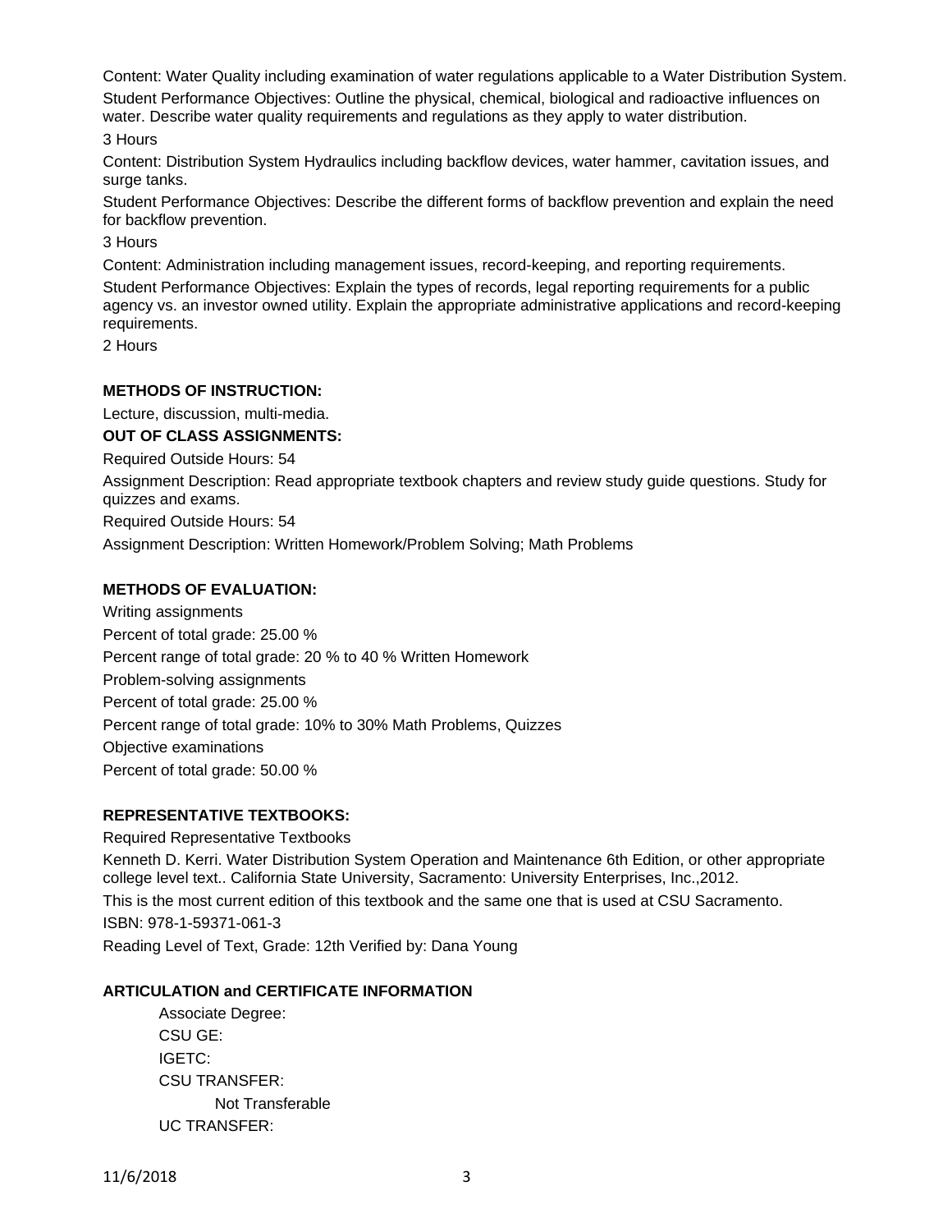Content: Water Quality including examination of water regulations applicable to a Water Distribution System.

Student Performance Objectives: Outline the physical, chemical, biological and radioactive influences on water. Describe water quality requirements and regulations as they apply to water distribution.

3 Hours

Content: Distribution System Hydraulics including backflow devices, water hammer, cavitation issues, and surge tanks.

Student Performance Objectives: Describe the different forms of backflow prevention and explain the need for backflow prevention.

3 Hours

Content: Administration including management issues, record-keeping, and reporting requirements.

Student Performance Objectives: Explain the types of records, legal reporting requirements for a public agency vs. an investor owned utility. Explain the appropriate administrative applications and record-keeping requirements.

2 Hours

**METHODS OF INSTRUCTION:**

Lecture, discussion, multi-media.

**OUT OF CLASS ASSIGNMENTS:**

Required Outside Hours: 54

Assignment Description: Read appropriate textbook chapters and review study guide questions. Study for quizzes and exams.

Required Outside Hours: 54

Assignment Description: Written Homework/Problem Solving; Math Problems

**METHODS OF EVALUATION:**

Writing assignments

Percent of total grade: 25.00 %

Percent range of total grade: 20 % to 40 % Written Homework

Problem-solving assignments

Percent of total grade: 25.00 %

Percent range of total grade: 10% to 30% Math Problems, Quizzes

Objective examinations

Percent of total grade: 50.00 %

**REPRESENTATIVE TEXTBOOKS:**

Required Representative Textbooks

Kenneth D. Kerri. Water Distribution System Operation and Maintenance 6th Edition, or other appropriate college level text.. California State University, Sacramento: University Enterprises, Inc.,2012.

This is the most current edition of this textbook and the same one that is used at CSU Sacramento.

ISBN: 978-1-59371-061-3

Reading Level of Text, Grade: 12th Verified by: Dana Young

**ARTICULATION and CERTIFICATE INFORMATION**

Associate Degree:

CSU GE:

IGETC:

CSU TRANSFER:

Not Transferable

UC TRANSFER: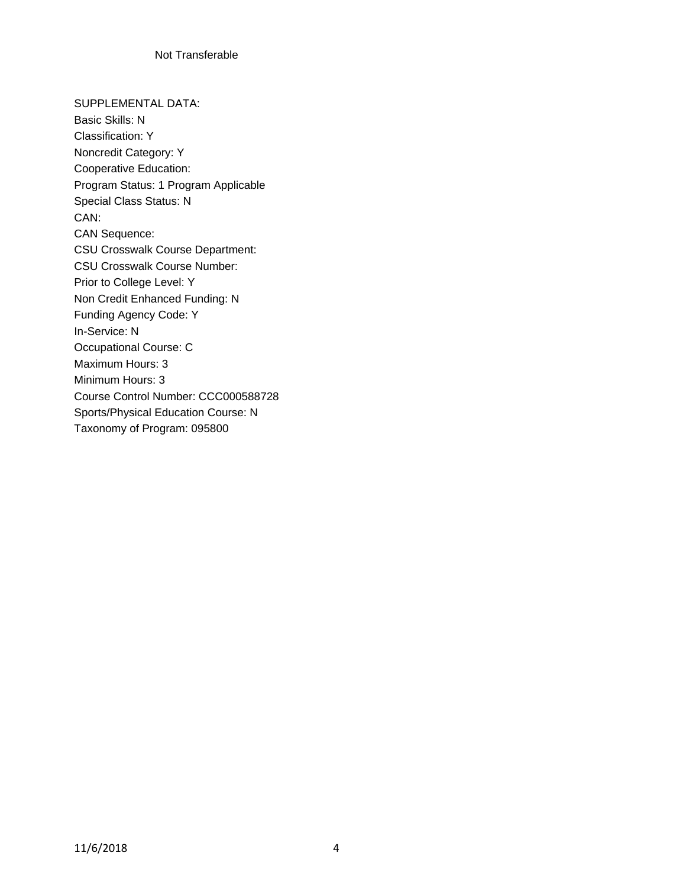Not Transferable

SUPPLEMENTAL DATA:
Basic Skills: N
Classification: Y
Noncredit Category: Y
Cooperative Education:
Program Status: 1 Program Applicable
Special Class Status: N
CAN:
CAN Sequence:
CSU Crosswalk Course Department:
CSU Crosswalk Course Number:
Prior to College Level: Y
Non Credit Enhanced Funding: N
Funding Agency Code: Y
In-Service: N
Occupational Course: C
Maximum Hours: 3
Minimum Hours: 3
Course Control Number: CCC000588728
Sports/Physical Education Course: N
Taxonomy of Program: 095800